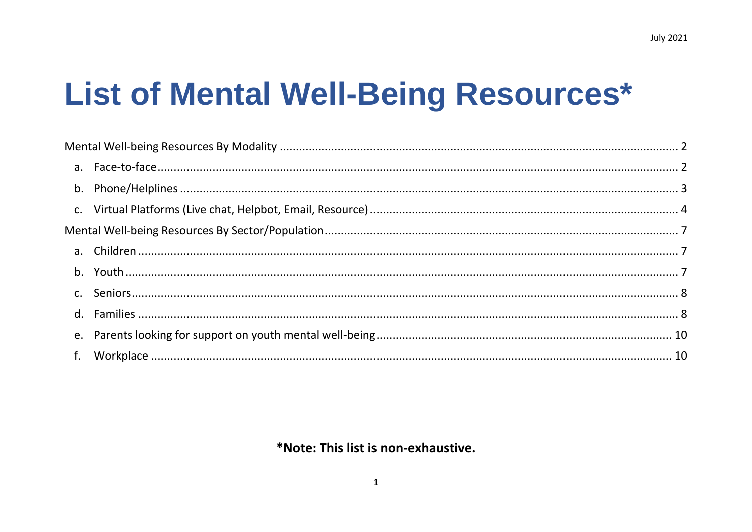July 2021

# List of Mental Well-Being Resources*

- Mental Well-being Resources By Modality ..... 2
  - a. Face-to-face ..... 2
  - b. Phone/Helplines ..... 3
  - c. Virtual Platforms (Live chat, Helpbot, Email, Resource) ..... 4
- Mental Well-being Resources By Sector/Population ..... 7
  - a. Children ..... 7
  - b. Youth ..... 7
  - c. Seniors ..... 8
  - d. Families ..... 8
  - e. Parents looking for support on youth mental well-being ..... 10
  - f. Workplace ..... 10

**\*Note: This list is non-exhaustive.**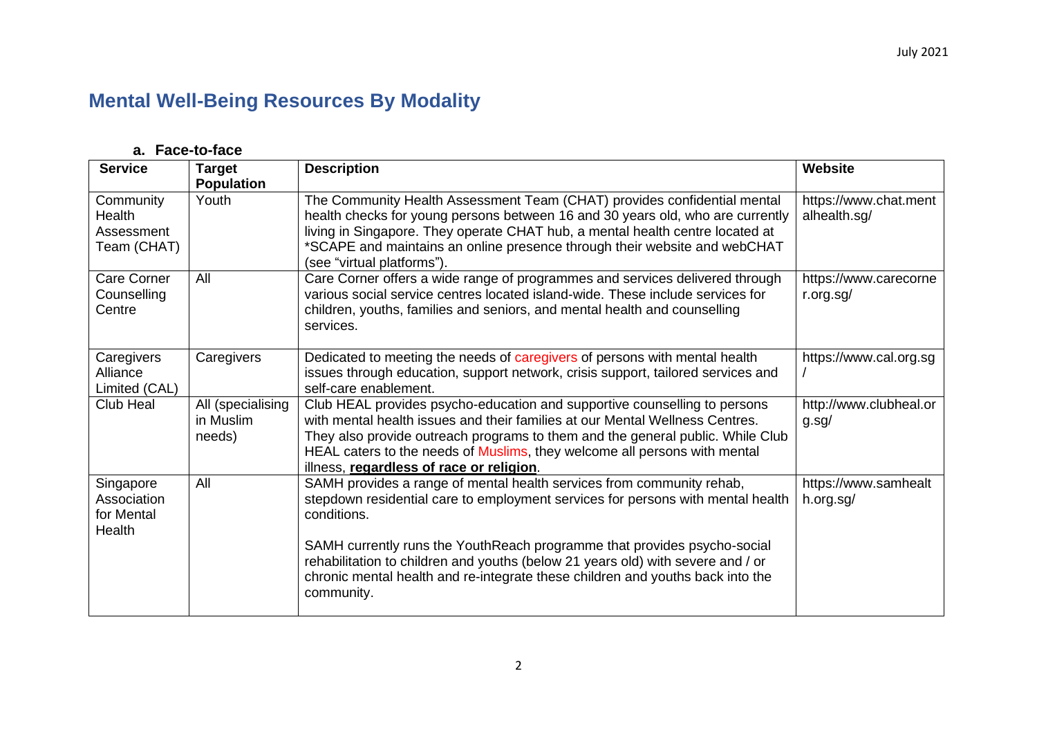# Mental Well-Being Resources By Modality

### a. Face-to-face

| Service | Target Population | Description | Website |
|---|---|---|---|
| Community Health Assessment Team (CHAT) | Youth | The Community Health Assessment Team (CHAT) provides confidential mental health checks for young persons between 16 and 30 years old, who are currently living in Singapore. They operate CHAT hub, a mental health centre located at *SCAPE and maintains an online presence through their website and webCHAT (see "virtual platforms"). | https://www.chat.mentalhealth.sg/ |
| Care Corner Counselling Centre | All | Care Corner offers a wide range of programmes and services delivered through various social service centres located island-wide. These include services for children, youths, families and seniors, and mental health and counselling services. | https://www.carecorner.org.sg/ |
| Caregivers Alliance Limited (CAL) | Caregivers | Dedicated to meeting the needs of caregivers of persons with mental health issues through education, support network, crisis support, tailored services and self-care enablement. | https://www.cal.org.sg/ |
| Club Heal | All (specialising in Muslim needs) | Club HEAL provides psycho-education and supportive counselling to persons with mental health issues and their families at our Mental Wellness Centres. They also provide outreach programs to them and the general public. While Club HEAL caters to the needs of Muslims, they welcome all persons with mental illness, **regardless of race or religion**. | http://www.clubheal.org.sg/ |
| Singapore Association for Mental Health | All | SAMH provides a range of mental health services from community rehab, stepdown residential care to employment services for persons with mental health conditions.<br><br>SAMH currently runs the YouthReach programme that provides psycho-social rehabilitation to children and youths (below 21 years old) with severe and / or chronic mental health and re-integrate these children and youths back into the community. | https://www.samhealth.org.sg/ |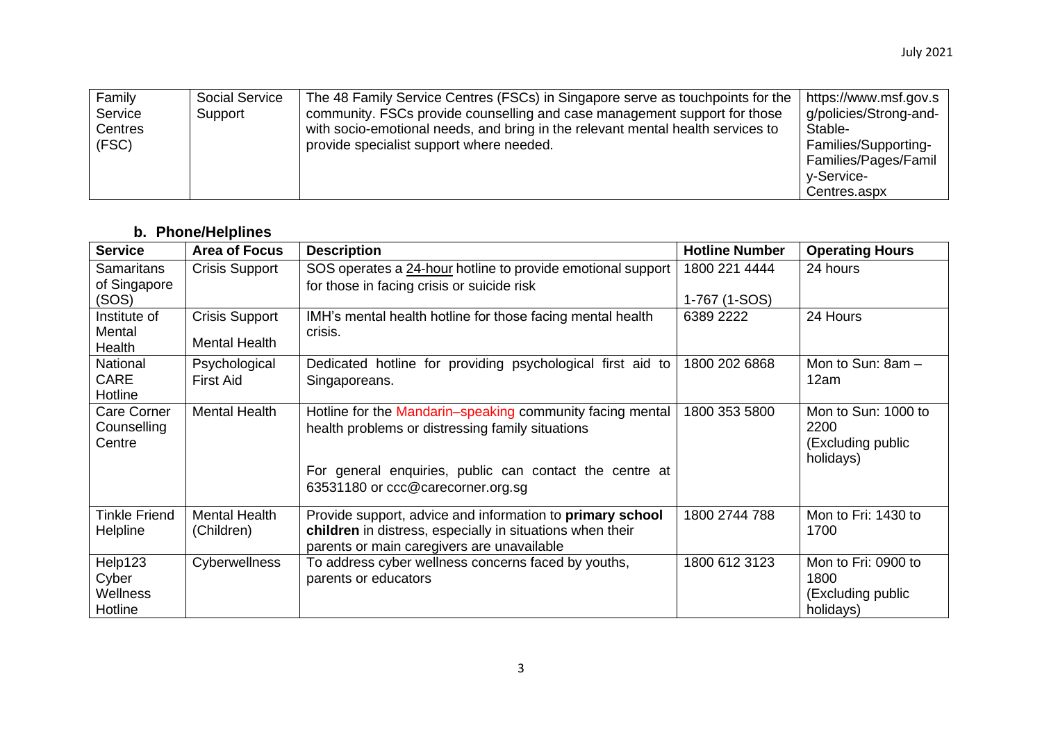| Family Service Centres (FSC) | Social Service Support | The 48 Family Service Centres (FSCs) in Singapore serve as touchpoints for the community. FSCs provide counselling and case management support for those with socio-emotional needs, and bring in the relevant mental health services to provide specialist support where needed. | https://www.msf.gov.sg/policies/Strong-and-Stable-Families/Supporting-Families/Pages/Family-Service-Centres.aspx |
|---|---|---|---|

### b. Phone/Helplines

| Service | Area of Focus | Description | Hotline Number | Operating Hours |
|---|---|---|---|---|
| Samaritans of Singapore (SOS) | Crisis Support | SOS operates a 24-hour hotline to provide emotional support for those in facing crisis or suicide risk | 1800 221 4444<br><br>1-767 (1-SOS) | 24 hours |
| Institute of Mental Health | Crisis Support<br><br>Mental Health | IMH's mental health hotline for those facing mental health crisis. | 6389 2222 | 24 Hours |
| National CARE Hotline | Psychological First Aid | Dedicated hotline for providing psychological first aid to Singaporeans. | 1800 202 6868 | Mon to Sun: 8am – 12am |
| Care Corner Counselling Centre | Mental Health | Hotline for the Mandarin–speaking community facing mental health problems or distressing family situations<br><br>For general enquiries, public can contact the centre at 63531180 or ccc@carecorner.org.sg | 1800 353 5800 | Mon to Sun: 1000 to 2200 (Excluding public holidays) |
| Tinkle Friend Helpline | Mental Health (Children) | Provide support, advice and information to **primary school children** in distress, especially in situations when their parents or main caregivers are unavailable | 1800 2744 788 | Mon to Fri: 1430 to 1700 |
| Help123 Cyber Wellness Hotline | Cyberwellness | To address cyber wellness concerns faced by youths, parents or educators | 1800 612 3123 | Mon to Fri: 0900 to 1800 (Excluding public holidays) |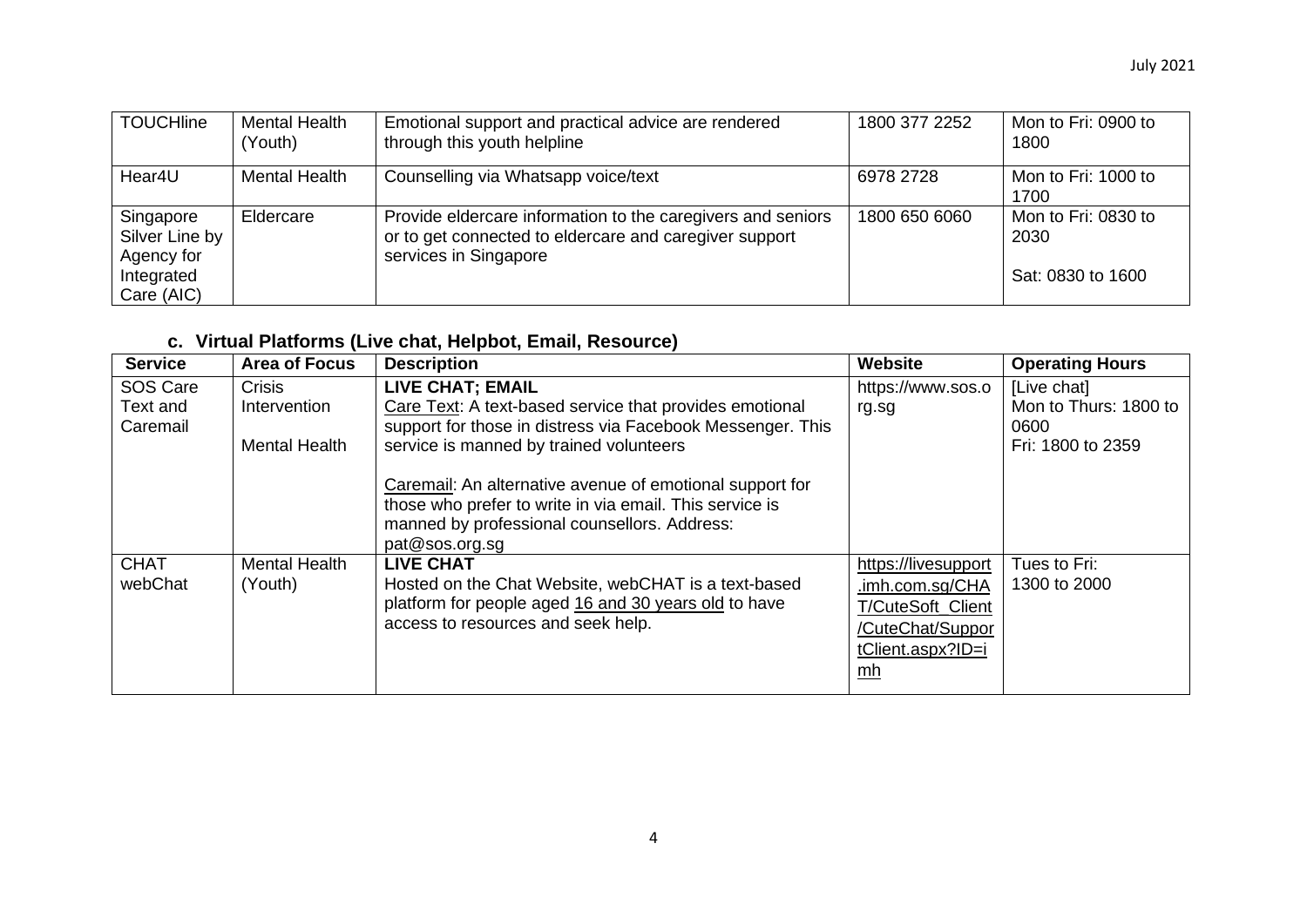| TOUCHline | Mental Health (Youth) | Emotional support and practical advice are rendered through this youth helpline | 1800 377 2252 | Mon to Fri: 0900 to 1800 |
|---|---|---|---|---|
| Hear4U | Mental Health | Counselling via Whatsapp voice/text | 6978 2728 | Mon to Fri: 1000 to 1700 |
| Singapore Silver Line by Agency for Integrated Care (AIC) | Eldercare | Provide eldercare information to the caregivers and seniors or to get connected to eldercare and caregiver support services in Singapore | 1800 650 6060 | Mon to Fri: 0830 to 2030<br><br>Sat: 0830 to 1600 |

### c. Virtual Platforms (Live chat, Helpbot, Email, Resource)

| Service | Area of Focus | Description | Website | Operating Hours |
|---|---|---|---|---|
| SOS Care Text and Caremail | Crisis Intervention<br><br>Mental Health | **LIVE CHAT; EMAIL**<br>Care Text: A text-based service that provides emotional support for those in distress via Facebook Messenger. This service is manned by trained volunteers<br><br>Caremail: An alternative avenue of emotional support for those who prefer to write in via email. This service is manned by professional counsellors. Address: pat@sos.org.sg | https://www.sos.org.sg | [Live chat]<br>Mon to Thurs: 1800 to 0600<br>Fri: 1800 to 2359 |
| CHAT webChat | Mental Health (Youth) | **LIVE CHAT**<br>Hosted on the Chat Website, webCHAT is a text-based platform for people aged 16 and 30 years old to have access to resources and seek help. | https://livesupport.imh.com.sg/CHAT/CuteSoft_Client/CuteChat/SupportClient.aspx?ID=imh | Tues to Fri:<br>1300 to 2000 |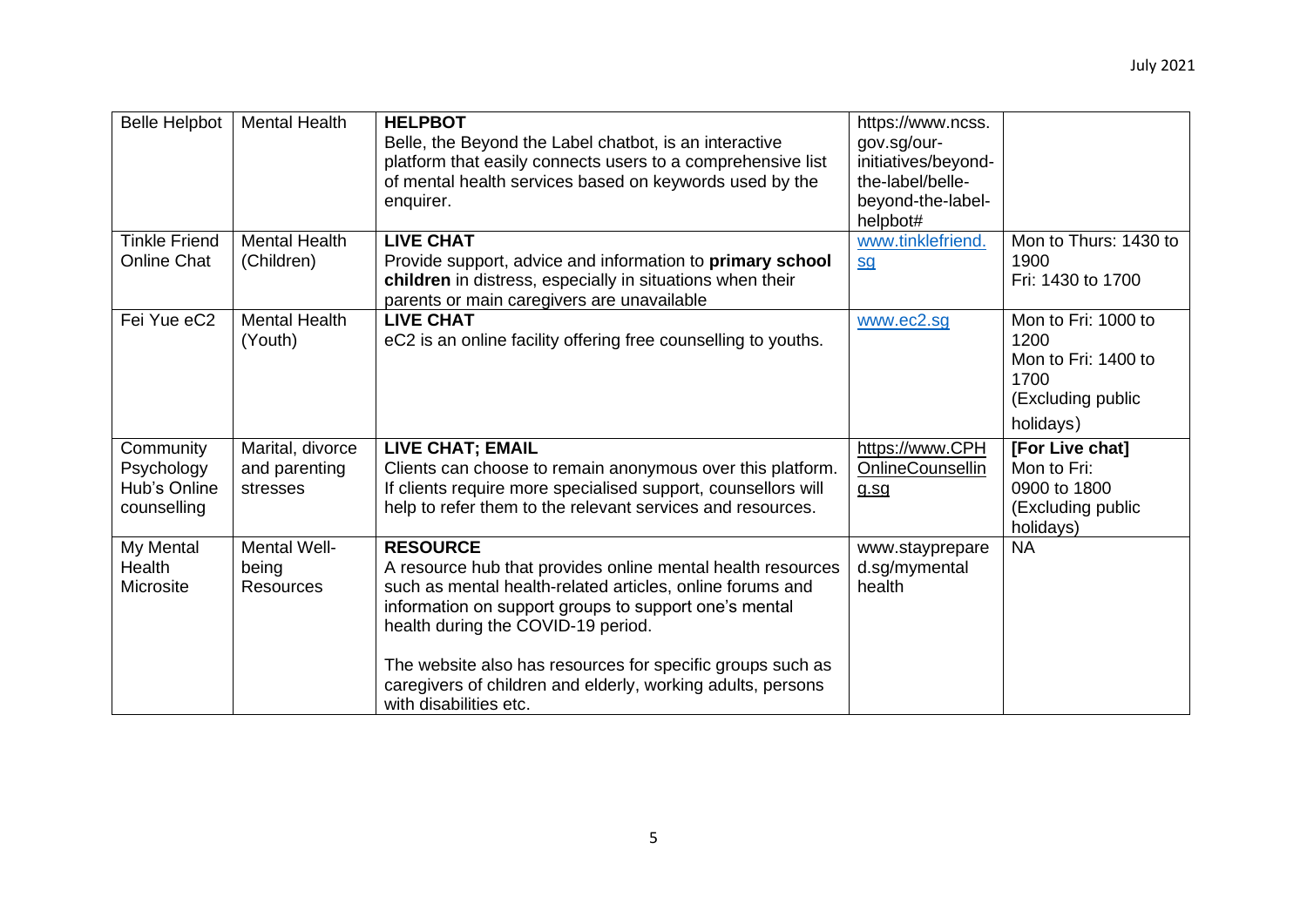| Belle Helpbot | Mental Health | **HELPBOT**<br>Belle, the Beyond the Label chatbot, is an interactive platform that easily connects users to a comprehensive list of mental health services based on keywords used by the enquirer. | https://www.ncss.gov.sg/our-initiatives/beyond-the-label/belle-beyond-the-label-helpbot# | |
|---|---|---|---|---|
| Tinkle Friend Online Chat | Mental Health (Children) | **LIVE CHAT**<br>Provide support, advice and information to **primary school children** in distress, especially in situations when their parents or main caregivers are unavailable | www.tinklefriend.sg | Mon to Thurs: 1430 to 1900<br>Fri: 1430 to 1700 |
| Fei Yue eC2 | Mental Health (Youth) | **LIVE CHAT**<br>eC2 is an online facility offering free counselling to youths. | www.ec2.sg | Mon to Fri: 1000 to 1200<br>Mon to Fri: 1400 to 1700<br>(Excluding public holidays) |
| Community Psychology Hub's Online counselling | Marital, divorce and parenting stresses | **LIVE CHAT; EMAIL**<br>Clients can choose to remain anonymous over this platform. If clients require more specialised support, counsellors will help to refer them to the relevant services and resources. | https://www.CPHOnlineCounselling.sg | **[For Live chat]**<br>Mon to Fri:<br>0900 to 1800<br>(Excluding public holidays) |
| My Mental Health Microsite | Mental Well-being Resources | **RESOURCE**<br>A resource hub that provides online mental health resources such as mental health-related articles, online forums and information on support groups to support one's mental health during the COVID-19 period.<br><br>The website also has resources for specific groups such as caregivers of children and elderly, working adults, persons with disabilities etc. | www.stayprepared.sg/mymentalhealth | NA |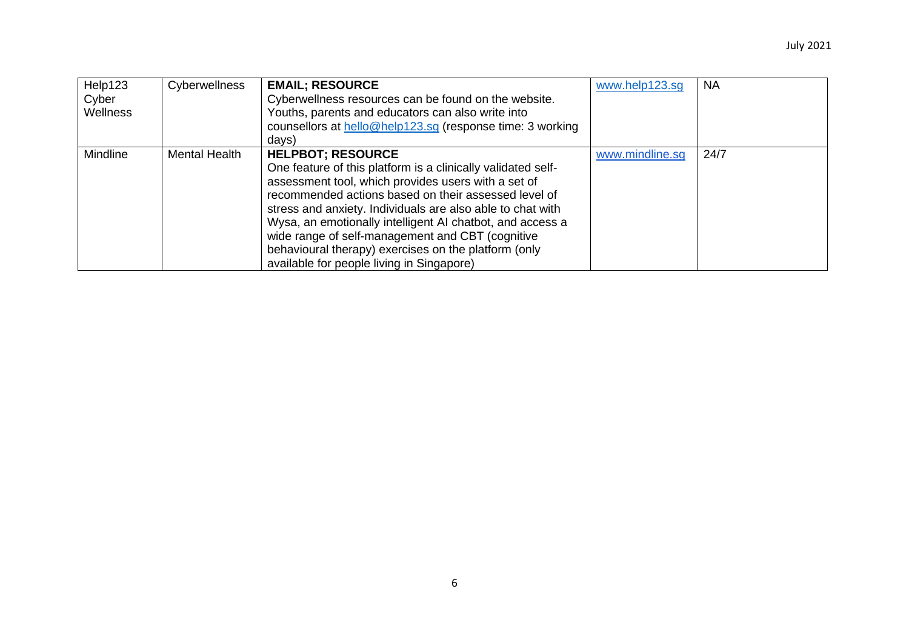| Help123 Cyber Wellness | Cyberwellness | **EMAIL; RESOURCE** Cyberwellness resources can be found on the website. Youths, parents and educators can also write into counsellors at hello@help123.sg (response time: 3 working days) | www.help123.sg | NA |
|---|---|---|---|---|
| Mindline | Mental Health | **HELPBOT; RESOURCE** One feature of this platform is a clinically validated self-assessment tool, which provides users with a set of recommended actions based on their assessed level of stress and anxiety. Individuals are also able to chat with Wysa, an emotionally intelligent AI chatbot, and access a wide range of self-management and CBT (cognitive behavioural therapy) exercises on the platform (only available for people living in Singapore) | www.mindline.sg | 24/7 |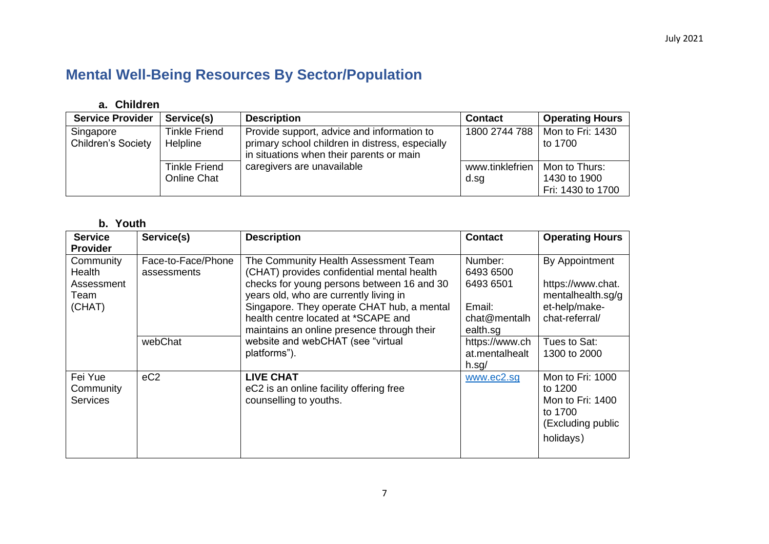# Mental Well-Being Resources By Sector/Population

### a. Children

| Service Provider | Service(s) | Description | Contact | Operating Hours |
|---|---|---|---|---|
| Singapore Children's Society | Tinkle Friend Helpline | Provide support, advice and information to primary school children in distress, especially in situations when their parents or main caregivers are unavailable | 1800 2744 788 | Mon to Fri: 1430 to 1700 |
| | Tinkle Friend Online Chat | | www.tinklefriend.sg | Mon to Thurs: 1430 to 1900<br>Fri: 1430 to 1700 |

### b. Youth

| Service Provider | Service(s) | Description | Contact | Operating Hours |
|---|---|---|---|---|
| Community Health Assessment Team (CHAT) | Face-to-Face/Phone assessments | The Community Health Assessment Team (CHAT) provides confidential mental health checks for young persons between 16 and 30 years old, who are currently living in Singapore. They operate CHAT hub, a mental health centre located at *SCAPE and maintains an online presence through their website and webCHAT (see "virtual platforms"). | Number:<br>6493 6500<br>6493 6501<br><br>Email:<br>chat@mentalhealth.sg | By Appointment<br><br>https://www.chat.mentalhealth.sg/get-help/make-chat-referral/ |
| | webChat | | https://www.chat.mentalhealth.sg/ | Tues to Sat:<br>1300 to 2000 |
| Fei Yue Community Services | eC2 | **LIVE CHAT**<br>eC2 is an online facility offering free counselling to youths. | www.ec2.sg | Mon to Fri: 1000 to 1200<br>Mon to Fri: 1400 to 1700<br>(Excluding public holidays) |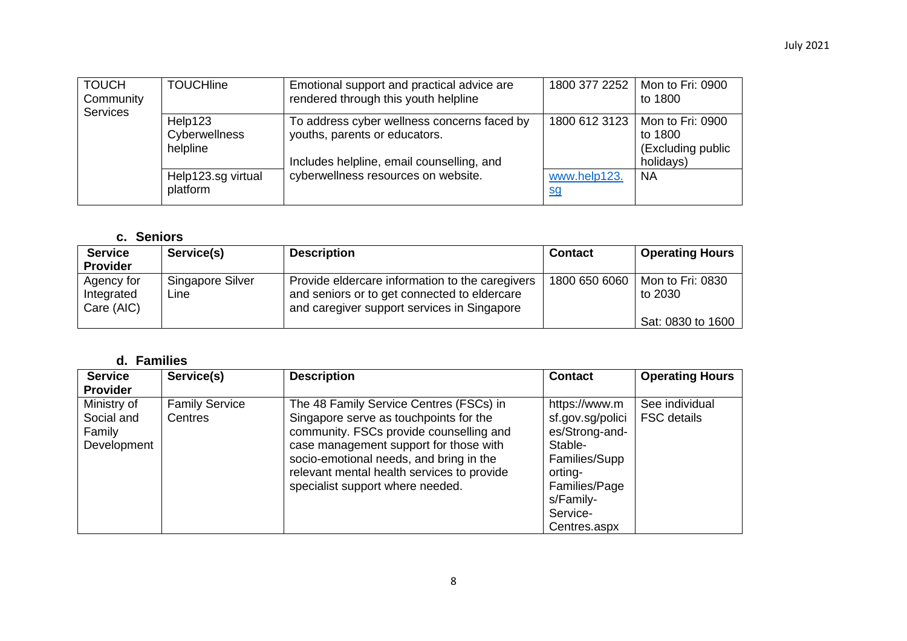| TOUCH Community Services | TOUCHline | Emotional support and practical advice are rendered through this youth helpline | 1800 377 2252 | Mon to Fri: 0900 to 1800 |
|---|---|---|---|---|
| | Help123 Cyberwellness helpline | To address cyber wellness concerns faced by youths, parents or educators.<br><br>Includes helpline, email counselling, and cyberwellness resources on website. | 1800 612 3123 | Mon to Fri: 0900 to 1800 (Excluding public holidays) |
| | Help123.sg virtual platform | | www.help123.sg | NA |

### c. Seniors

| Service Provider | Service(s) | Description | Contact | Operating Hours |
|---|---|---|---|---|
| Agency for Integrated Care (AIC) | Singapore Silver Line | Provide eldercare information to the caregivers and seniors or to get connected to eldercare and caregiver support services in Singapore | 1800 650 6060 | Mon to Fri: 0830 to 2030<br><br>Sat: 0830 to 1600 |

### d. Families

| Service Provider | Service(s) | Description | Contact | Operating Hours |
|---|---|---|---|---|
| Ministry of Social and Family Development | Family Service Centres | The 48 Family Service Centres (FSCs) in Singapore serve as touchpoints for the community. FSCs provide counselling and case management support for those with socio-emotional needs, and bring in the relevant mental health services to provide specialist support where needed. | https://www.msf.gov.sg/policies/Strong-and-Stable-Families/Supporting-Families/Pages/Family-Service-Centres.aspx | See individual FSC details |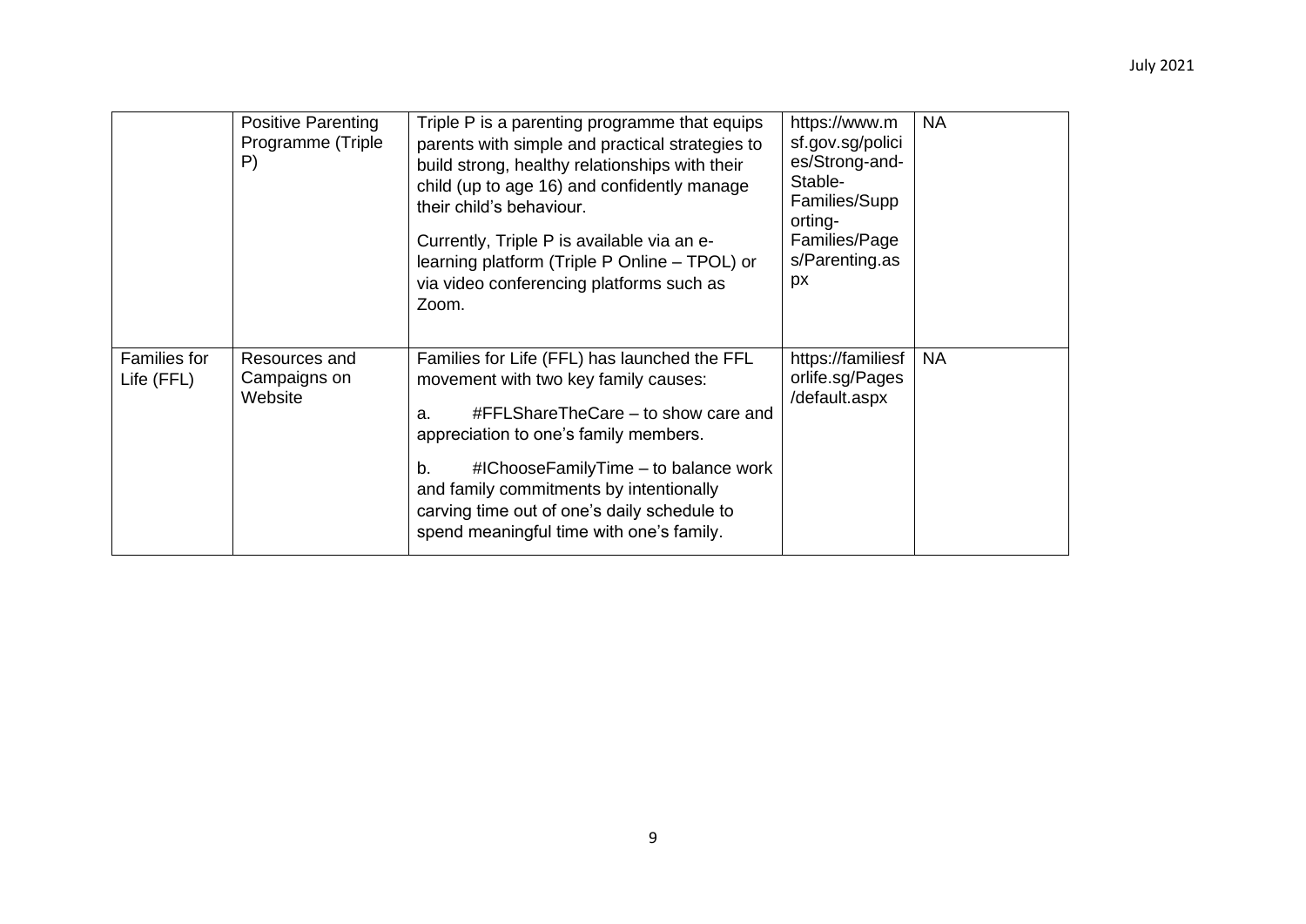| | | | | |
|---|---|---|---|---|
| | Positive Parenting Programme (Triple P) | Triple P is a parenting programme that equips parents with simple and practical strategies to build strong, healthy relationships with their child (up to age 16) and confidently manage their child's behaviour.<br><br>Currently, Triple P is available via an e-learning platform (Triple P Online – TPOL) or via video conferencing platforms such as Zoom. | https://www.msf.gov.sg/policies/Strong-and-Stable-Families/Supporting-Families/Pages/Parenting.aspx | NA |
| Families for Life (FFL) | Resources and Campaigns on Website | Families for Life (FFL) has launched the FFL movement with two key family causes:<br><br>a. #FFLShareTheCare – to show care and appreciation to one's family members.<br><br>b. #IChooseFamilyTime – to balance work and family commitments by intentionally carving time out of one's daily schedule to spend meaningful time with one's family. | https://familiesforlife.sg/Pages/default.aspx | NA |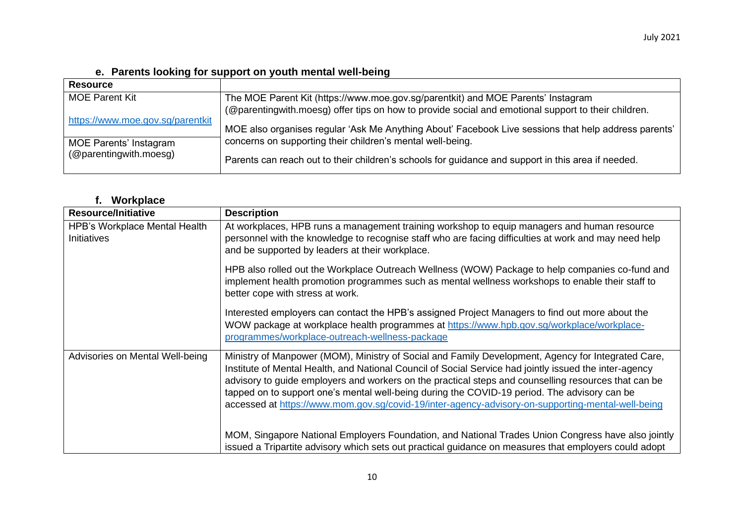### e. Parents looking for support on youth mental well-being

| Resource | |
|---|---|
| MOE Parent Kit<br><br>https://www.moe.gov.sg/parentkit<br><br>MOE Parents' Instagram (@parentingwith.moesg) | The MOE Parent Kit (https://www.moe.gov.sg/parentkit) and MOE Parents' Instagram (@parentingwith.moesg) offer tips on how to provide social and emotional support to their children.<br><br>MOE also organises regular 'Ask Me Anything About' Facebook Live sessions that help address parents' concerns on supporting their children's mental well-being.<br><br>Parents can reach out to their children's schools for guidance and support in this area if needed. |

### f. Workplace

| Resource/Initiative | Description |
|---|---|
| HPB's Workplace Mental Health Initiatives | At workplaces, HPB runs a management training workshop to equip managers and human resource personnel with the knowledge to recognise staff who are facing difficulties at work and may need help and be supported by leaders at their workplace.<br><br>HPB also rolled out the Workplace Outreach Wellness (WOW) Package to help companies co-fund and implement health promotion programmes such as mental wellness workshops to enable their staff to better cope with stress at work.<br><br>Interested employers can contact the HPB's assigned Project Managers to find out more about the WOW package at workplace health programmes at https://www.hpb.gov.sg/workplace/workplace-programmes/workplace-outreach-wellness-package |
| Advisories on Mental Well-being | Ministry of Manpower (MOM), Ministry of Social and Family Development, Agency for Integrated Care, Institute of Mental Health, and National Council of Social Service had jointly issued the inter-agency advisory to guide employers and workers on the practical steps and counselling resources that can be tapped on to support one's mental well-being during the COVID-19 period. The advisory can be accessed at https://www.mom.gov.sg/covid-19/inter-agency-advisory-on-supporting-mental-well-being<br><br>MOM, Singapore National Employers Foundation, and National Trades Union Congress have also jointly issued a Tripartite advisory which sets out practical guidance on measures that employers could adopt |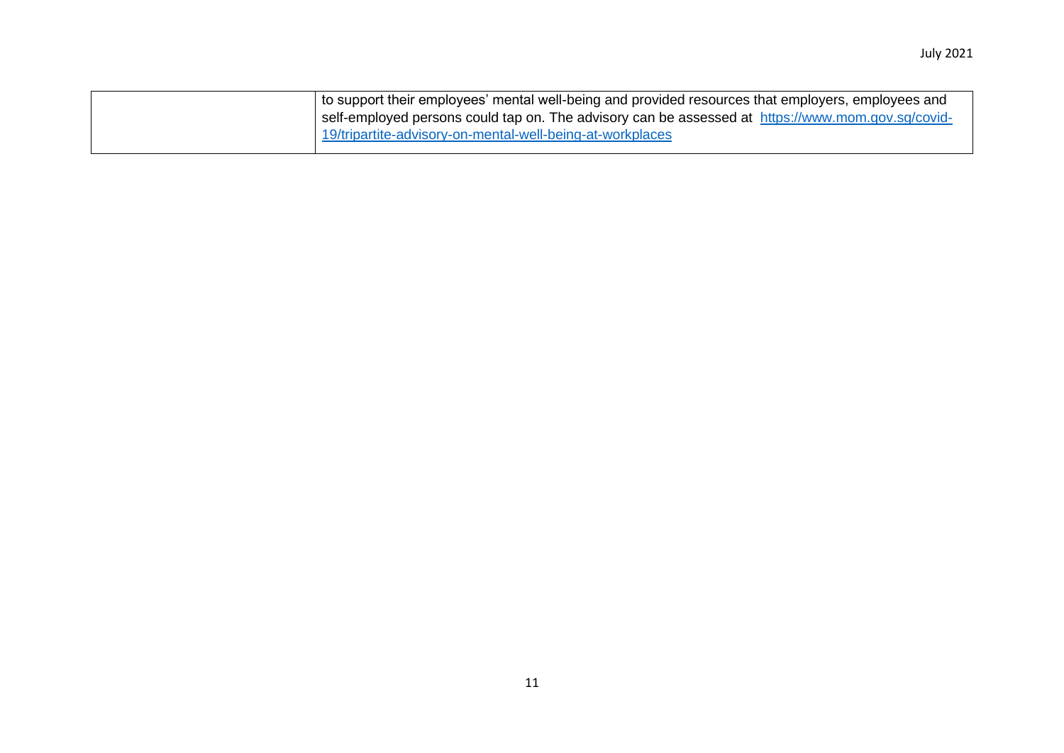| | |
|---|---|
| | to support their employees' mental well-being and provided resources that employers, employees and self-employed persons could tap on. The advisory can be assessed at https://www.mom.gov.sg/covid-19/tripartite-advisory-on-mental-well-being-at-workplaces |